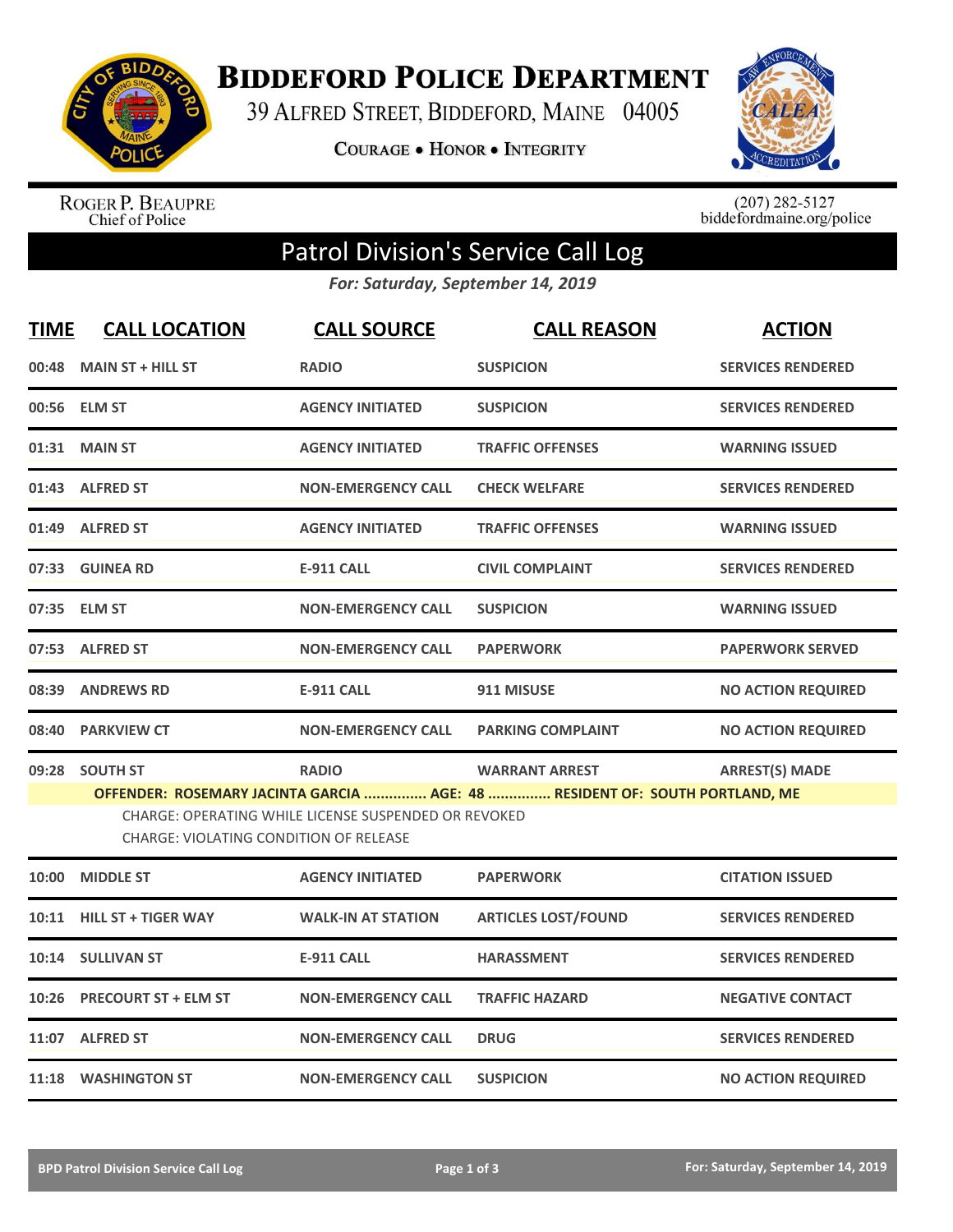# Biddeford Police Department

39 Alfred Street, Biddeford, Maine 04005

Courage • Honor • Integrity

Roger P. Beaupre
Chief of Police

(207) 282-5127
biddefordmaine.org/police

## Patrol Division's Service Call Log

*For: Saturday, September 14, 2019*

| TIME | CALL LOCATION | CALL SOURCE | CALL REASON | ACTION |
|---|---|---|---|---|
| 00:48 | MAIN ST + HILL ST | RADIO | SUSPICION | SERVICES RENDERED |
| 00:56 | ELM ST | AGENCY INITIATED | SUSPICION | SERVICES RENDERED |
| 01:31 | MAIN ST | AGENCY INITIATED | TRAFFIC OFFENSES | WARNING ISSUED |
| 01:43 | ALFRED ST | NON-EMERGENCY CALL | CHECK WELFARE | SERVICES RENDERED |
| 01:49 | ALFRED ST | AGENCY INITIATED | TRAFFIC OFFENSES | WARNING ISSUED |
| 07:33 | GUINEA RD | E-911 CALL | CIVIL COMPLAINT | SERVICES RENDERED |
| 07:35 | ELM ST | NON-EMERGENCY CALL | SUSPICION | WARNING ISSUED |
| 07:53 | ALFRED ST | NON-EMERGENCY CALL | PAPERWORK | PAPERWORK SERVED |
| 08:39 | ANDREWS RD | E-911 CALL | 911 MISUSE | NO ACTION REQUIRED |
| 08:40 | PARKVIEW CT | NON-EMERGENCY CALL | PARKING COMPLAINT | NO ACTION REQUIRED |
| 09:28 | SOUTH ST | RADIO | WARRANT ARREST | ARREST(S) MADE |

**OFFENDER: ROSEMARY JACINTA GARCIA ............... AGE: 48 ............... RESIDENT OF: SOUTH PORTLAND, ME**

CHARGE: OPERATING WHILE LICENSE SUSPENDED OR REVOKED
CHARGE: VIOLATING CONDITION OF RELEASE

| TIME | CALL LOCATION | CALL SOURCE | CALL REASON | ACTION |
|---|---|---|---|---|
| 10:00 | MIDDLE ST | AGENCY INITIATED | PAPERWORK | CITATION ISSUED |
| 10:11 | HILL ST + TIGER WAY | WALK-IN AT STATION | ARTICLES LOST/FOUND | SERVICES RENDERED |
| 10:14 | SULLIVAN ST | E-911 CALL | HARASSMENT | SERVICES RENDERED |
| 10:26 | PRECOURT ST + ELM ST | NON-EMERGENCY CALL | TRAFFIC HAZARD | NEGATIVE CONTACT |
| 11:07 | ALFRED ST | NON-EMERGENCY CALL | DRUG | SERVICES RENDERED |
| 11:18 | WASHINGTON ST | NON-EMERGENCY CALL | SUSPICION | NO ACTION REQUIRED |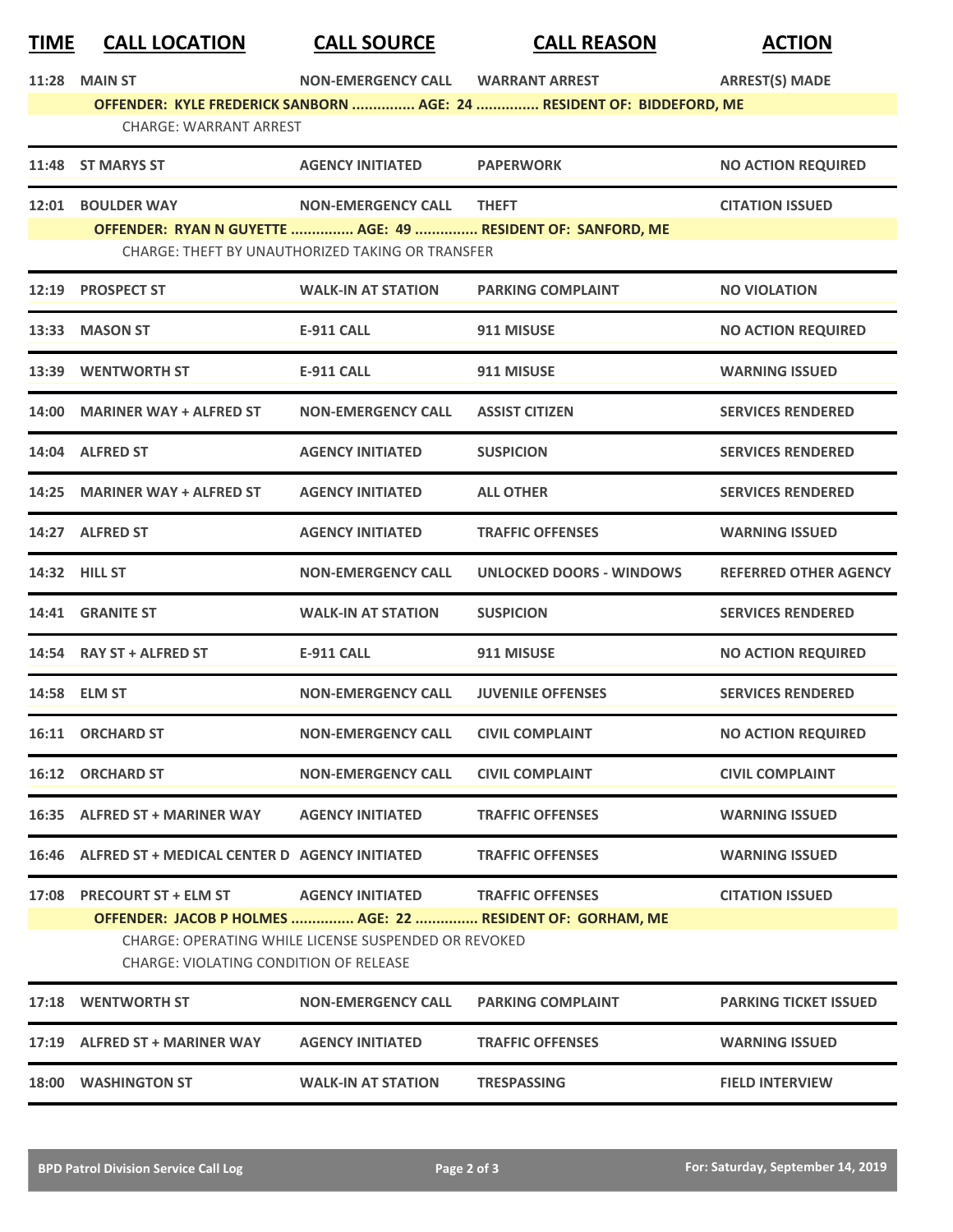| TIME | CALL LOCATION | CALL SOURCE | CALL REASON | ACTION |
|---|---|---|---|---|
| 11:28 | MAIN ST | NON-EMERGENCY CALL | WARRANT ARREST | ARREST(S) MADE |
| | OFFENDER: KYLE FREDERICK SANBORN ............... AGE: 24 ............... RESIDENT OF: BIDDEFORD, ME | | | |
| | CHARGE: WARRANT ARREST | | | |
| 11:48 | ST MARYS ST | AGENCY INITIATED | PAPERWORK | NO ACTION REQUIRED |
| 12:01 | BOULDER WAY | NON-EMERGENCY CALL | THEFT | CITATION ISSUED |
| | OFFENDER: RYAN N GUYETTE ............... AGE: 49 ............... RESIDENT OF: SANFORD, ME | | | |
| | CHARGE: THEFT BY UNAUTHORIZED TAKING OR TRANSFER | | | |
| 12:19 | PROSPECT ST | WALK-IN AT STATION | PARKING COMPLAINT | NO VIOLATION |
| 13:33 | MASON ST | E-911 CALL | 911 MISUSE | NO ACTION REQUIRED |
| 13:39 | WENTWORTH ST | E-911 CALL | 911 MISUSE | WARNING ISSUED |
| 14:00 | MARINER WAY + ALFRED ST | NON-EMERGENCY CALL | ASSIST CITIZEN | SERVICES RENDERED |
| 14:04 | ALFRED ST | AGENCY INITIATED | SUSPICION | SERVICES RENDERED |
| 14:25 | MARINER WAY + ALFRED ST | AGENCY INITIATED | ALL OTHER | SERVICES RENDERED |
| 14:27 | ALFRED ST | AGENCY INITIATED | TRAFFIC OFFENSES | WARNING ISSUED |
| 14:32 | HILL ST | NON-EMERGENCY CALL | UNLOCKED DOORS - WINDOWS | REFERRED OTHER AGENCY |
| 14:41 | GRANITE ST | WALK-IN AT STATION | SUSPICION | SERVICES RENDERED |
| 14:54 | RAY ST + ALFRED ST | E-911 CALL | 911 MISUSE | NO ACTION REQUIRED |
| 14:58 | ELM ST | NON-EMERGENCY CALL | JUVENILE OFFENSES | SERVICES RENDERED |
| 16:11 | ORCHARD ST | NON-EMERGENCY CALL | CIVIL COMPLAINT | NO ACTION REQUIRED |
| 16:12 | ORCHARD ST | NON-EMERGENCY CALL | CIVIL COMPLAINT | CIVIL COMPLAINT |
| 16:35 | ALFRED ST + MARINER WAY | AGENCY INITIATED | TRAFFIC OFFENSES | WARNING ISSUED |
| 16:46 | ALFRED ST + MEDICAL CENTER D | AGENCY INITIATED | TRAFFIC OFFENSES | WARNING ISSUED |
| 17:08 | PRECOURT ST + ELM ST | AGENCY INITIATED | TRAFFIC OFFENSES | CITATION ISSUED |
| | OFFENDER: JACOB P HOLMES ............... AGE: 22 ............... RESIDENT OF: GORHAM, ME | | | |
| | CHARGE: OPERATING WHILE LICENSE SUSPENDED OR REVOKED | | | |
| | CHARGE: VIOLATING CONDITION OF RELEASE | | | |
| 17:18 | WENTWORTH ST | NON-EMERGENCY CALL | PARKING COMPLAINT | PARKING TICKET ISSUED |
| 17:19 | ALFRED ST + MARINER WAY | AGENCY INITIATED | TRAFFIC OFFENSES | WARNING ISSUED |
| 18:00 | WASHINGTON ST | WALK-IN AT STATION | TRESPASSING | FIELD INTERVIEW |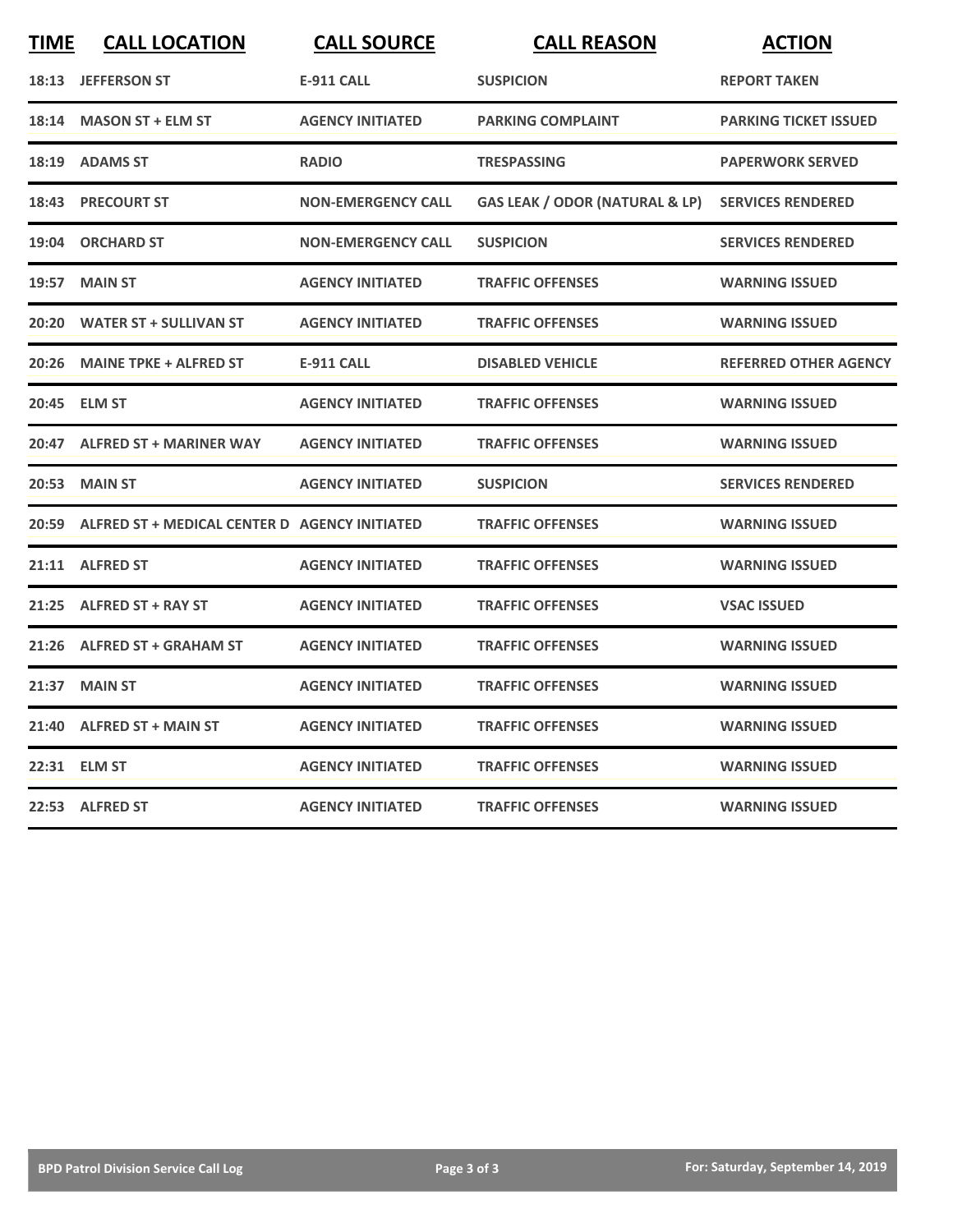| TIME | CALL LOCATION | CALL SOURCE | CALL REASON | ACTION |
|---|---|---|---|---|
| 18:13 | JEFFERSON ST | E-911 CALL | SUSPICION | REPORT TAKEN |
| 18:14 | MASON ST + ELM ST | AGENCY INITIATED | PARKING COMPLAINT | PARKING TICKET ISSUED |
| 18:19 | ADAMS ST | RADIO | TRESPASSING | PAPERWORK SERVED |
| 18:43 | PRECOURT ST | NON-EMERGENCY CALL | GAS LEAK / ODOR (NATURAL & LP) | SERVICES RENDERED |
| 19:04 | ORCHARD ST | NON-EMERGENCY CALL | SUSPICION | SERVICES RENDERED |
| 19:57 | MAIN ST | AGENCY INITIATED | TRAFFIC OFFENSES | WARNING ISSUED |
| 20:20 | WATER ST + SULLIVAN ST | AGENCY INITIATED | TRAFFIC OFFENSES | WARNING ISSUED |
| 20:26 | MAINE TPKE + ALFRED ST | E-911 CALL | DISABLED VEHICLE | REFERRED OTHER AGENCY |
| 20:45 | ELM ST | AGENCY INITIATED | TRAFFIC OFFENSES | WARNING ISSUED |
| 20:47 | ALFRED ST + MARINER WAY | AGENCY INITIATED | TRAFFIC OFFENSES | WARNING ISSUED |
| 20:53 | MAIN ST | AGENCY INITIATED | SUSPICION | SERVICES RENDERED |
| 20:59 | ALFRED ST + MEDICAL CENTER D | AGENCY INITIATED | TRAFFIC OFFENSES | WARNING ISSUED |
| 21:11 | ALFRED ST | AGENCY INITIATED | TRAFFIC OFFENSES | WARNING ISSUED |
| 21:25 | ALFRED ST + RAY ST | AGENCY INITIATED | TRAFFIC OFFENSES | VSAC ISSUED |
| 21:26 | ALFRED ST + GRAHAM ST | AGENCY INITIATED | TRAFFIC OFFENSES | WARNING ISSUED |
| 21:37 | MAIN ST | AGENCY INITIATED | TRAFFIC OFFENSES | WARNING ISSUED |
| 21:40 | ALFRED ST + MAIN ST | AGENCY INITIATED | TRAFFIC OFFENSES | WARNING ISSUED |
| 22:31 | ELM ST | AGENCY INITIATED | TRAFFIC OFFENSES | WARNING ISSUED |
| 22:53 | ALFRED ST | AGENCY INITIATED | TRAFFIC OFFENSES | WARNING ISSUED |